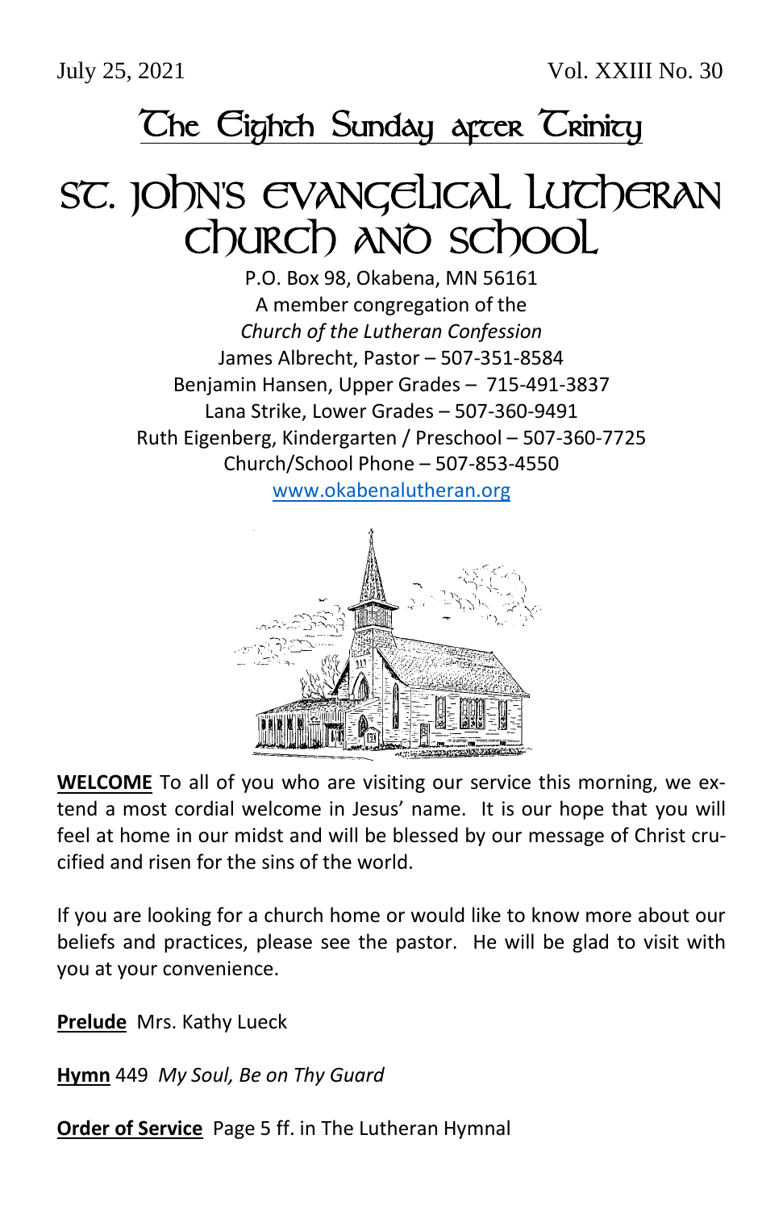July 25, 2021 Vol. XXIII No. 30

# The Eighth Sunday after Trinity

# St. John's Evangelical Lutheran Church and School

P.O. Box 98, Okabena, MN 56161
A member congregation of the
*Church of the Lutheran Confession*
James Albrecht, Pastor – 507-351-8584
Benjamin Hansen, Upper Grades – 715-491-3837
Lana Strike, Lower Grades – 507-360-9491
Ruth Eigenberg, Kindergarten / Preschool – 507-360-7725
Church/School Phone – 507-853-4550
www.okabenalutheran.org

**WELCOME** To all of you who are visiting our service this morning, we extend a most cordial welcome in Jesus' name. It is our hope that you will feel at home in our midst and will be blessed by our message of Christ crucified and risen for the sins of the world.

If you are looking for a church home or would like to know more about our beliefs and practices, please see the pastor. He will be glad to visit with you at your convenience.

**Prelude** Mrs. Kathy Lueck

**Hymn** 449 *My Soul, Be on Thy Guard*

**Order of Service** Page 5 ff. in The Lutheran Hymnal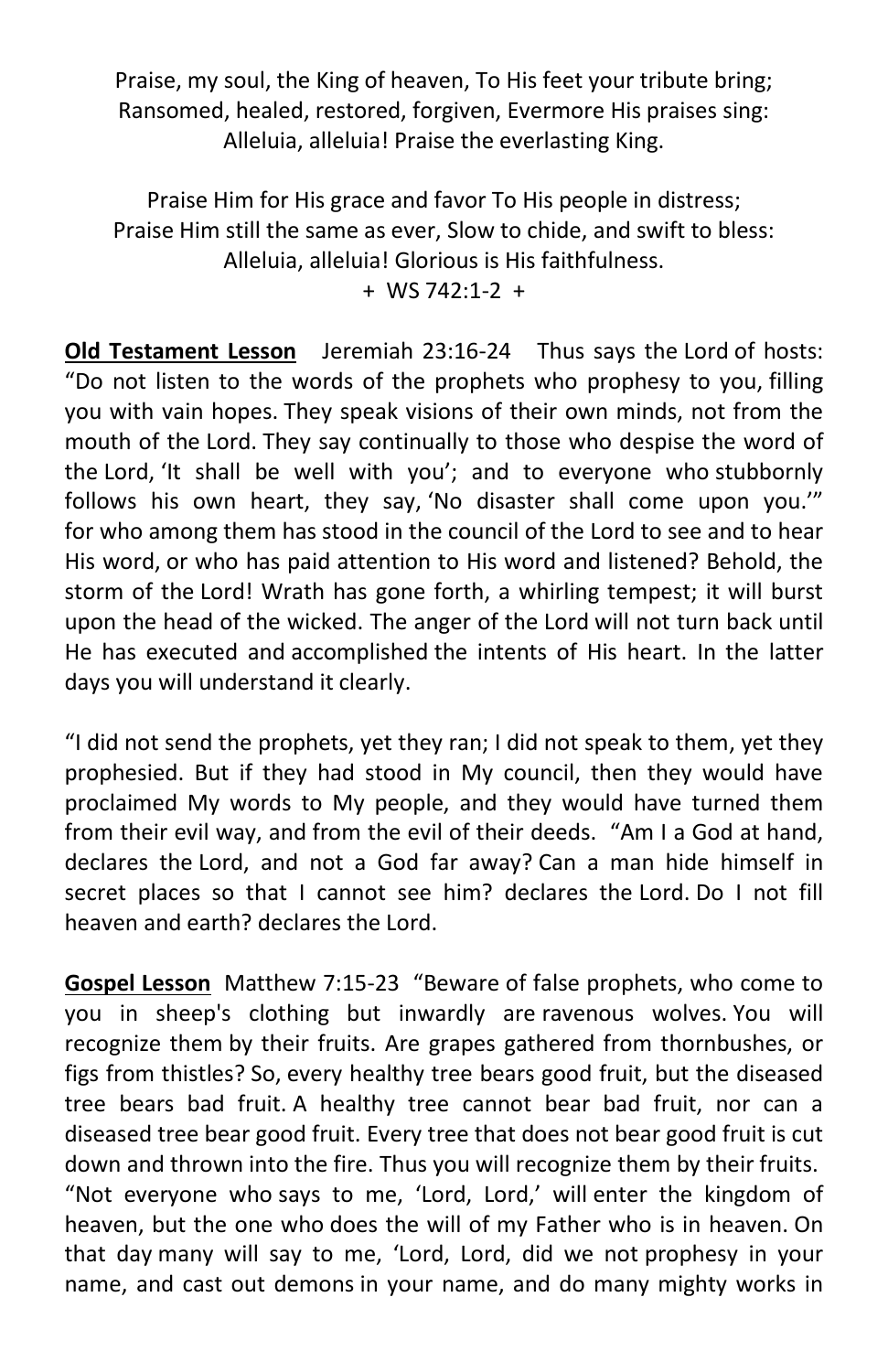Praise, my soul, the King of heaven, To His feet your tribute bring;
Ransomed, healed, restored, forgiven, Evermore His praises sing:
Alleluia, alleluia! Praise the everlasting King.

Praise Him for His grace and favor To His people in distress;
Praise Him still the same as ever, Slow to chide, and swift to bless:
Alleluia, alleluia! Glorious is His faithfulness.
+ WS 742:1-2 +

**Old Testament Lesson** Jeremiah 23:16-24 Thus says the Lord of hosts: "Do not listen to the words of the prophets who prophesy to you, filling you with vain hopes. They speak visions of their own minds, not from the mouth of the Lord. They say continually to those who despise the word of the Lord, 'It shall be well with you'; and to everyone who stubbornly follows his own heart, they say, 'No disaster shall come upon you.'" for who among them has stood in the council of the Lord to see and to hear His word, or who has paid attention to His word and listened? Behold, the storm of the Lord! Wrath has gone forth, a whirling tempest; it will burst upon the head of the wicked. The anger of the Lord will not turn back until He has executed and accomplished the intents of His heart. In the latter days you will understand it clearly.

"I did not send the prophets, yet they ran; I did not speak to them, yet they prophesied. But if they had stood in My council, then they would have proclaimed My words to My people, and they would have turned them from their evil way, and from the evil of their deeds. "Am I a God at hand, declares the Lord, and not a God far away? Can a man hide himself in secret places so that I cannot see him? declares the Lord. Do I not fill heaven and earth? declares the Lord.

**Gospel Lesson** Matthew 7:15-23 "Beware of false prophets, who come to you in sheep's clothing but inwardly are ravenous wolves. You will recognize them by their fruits. Are grapes gathered from thornbushes, or figs from thistles? So, every healthy tree bears good fruit, but the diseased tree bears bad fruit. A healthy tree cannot bear bad fruit, nor can a diseased tree bear good fruit. Every tree that does not bear good fruit is cut down and thrown into the fire. Thus you will recognize them by their fruits. "Not everyone who says to me, 'Lord, Lord,' will enter the kingdom of heaven, but the one who does the will of my Father who is in heaven. On that day many will say to me, 'Lord, Lord, did we not prophesy in your name, and cast out demons in your name, and do many mighty works in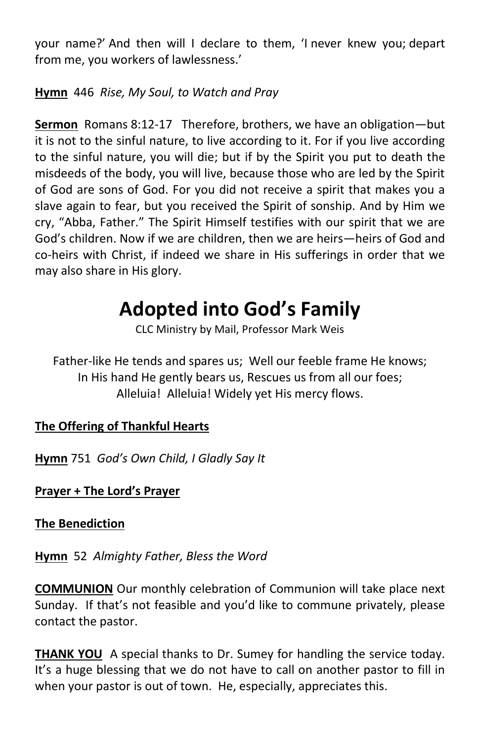your name?' And then will I declare to them, 'I never knew you; depart from me, you workers of lawlessness.'

**Hymn** 446 *Rise, My Soul, to Watch and Pray*

**Sermon** Romans 8:12-17 Therefore, brothers, we have an obligation—but it is not to the sinful nature, to live according to it. For if you live according to the sinful nature, you will die; but if by the Spirit you put to death the misdeeds of the body, you will live, because those who are led by the Spirit of God are sons of God. For you did not receive a spirit that makes you a slave again to fear, but you received the Spirit of sonship. And by Him we cry, "Abba, Father." The Spirit Himself testifies with our spirit that we are God's children. Now if we are children, then we are heirs—heirs of God and co-heirs with Christ, if indeed we share in His sufferings in order that we may also share in His glory.

# Adopted into God's Family

CLC Ministry by Mail, Professor Mark Weis

Father-like He tends and spares us; Well our feeble frame He knows;
In His hand He gently bears us, Rescues us from all our foes;
Alleluia! Alleluia! Widely yet His mercy flows.

**The Offering of Thankful Hearts**

**Hymn** 751 *God's Own Child, I Gladly Say It*

**Prayer + The Lord's Prayer**

**The Benediction**

**Hymn** 52 *Almighty Father, Bless the Word*

**COMMUNION** Our monthly celebration of Communion will take place next Sunday. If that's not feasible and you'd like to commune privately, please contact the pastor.

**THANK YOU** A special thanks to Dr. Sumey for handling the service today. It's a huge blessing that we do not have to call on another pastor to fill in when your pastor is out of town. He, especially, appreciates this.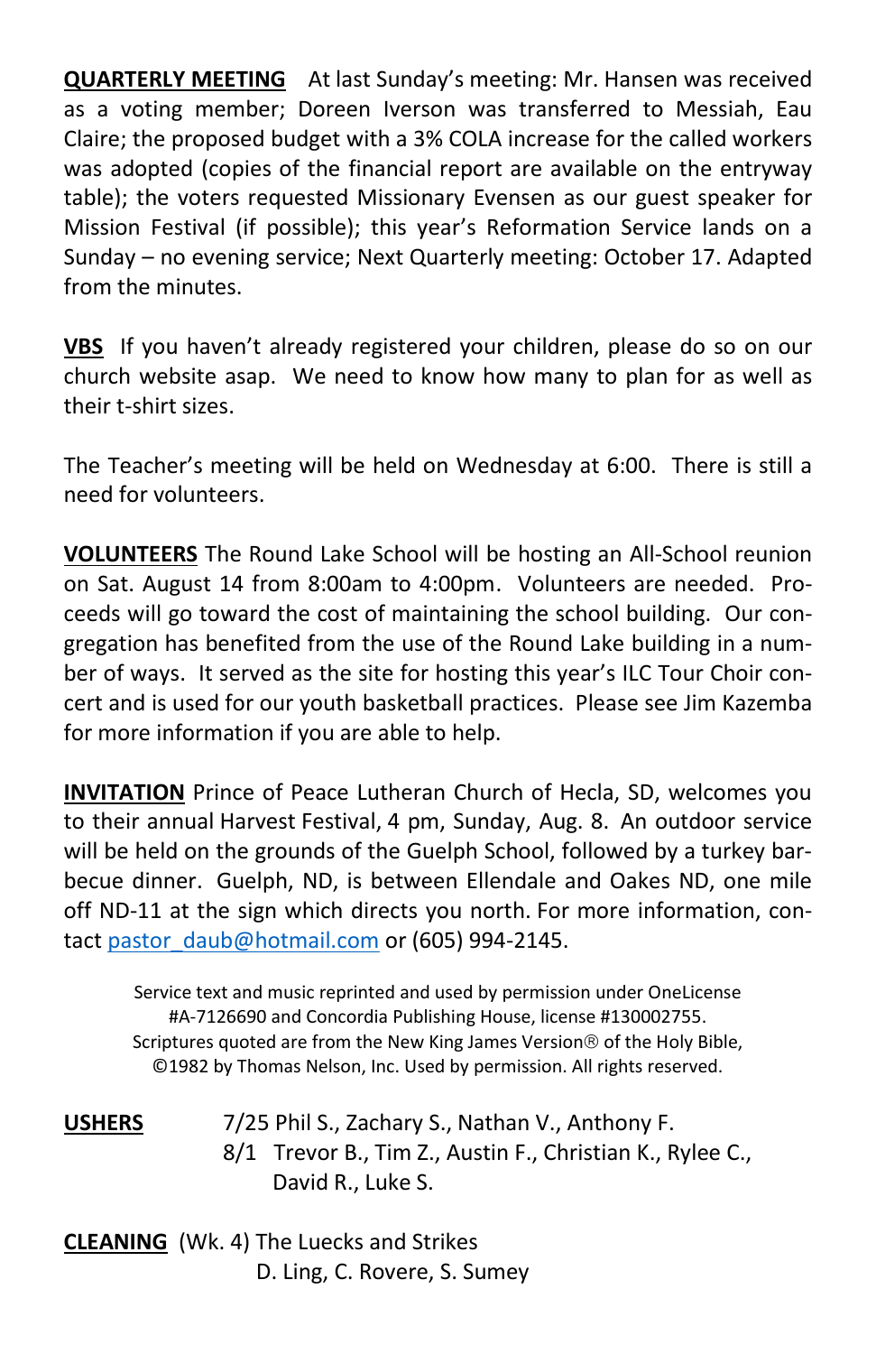**<u>QUARTERLY MEETING</u>** At last Sunday's meeting: Mr. Hansen was received as a voting member; Doreen Iverson was transferred to Messiah, Eau Claire; the proposed budget with a 3% COLA increase for the called workers was adopted (copies of the financial report are available on the entryway table); the voters requested Missionary Evensen as our guest speaker for Mission Festival (if possible); this year's Reformation Service lands on a Sunday – no evening service; Next Quarterly meeting: October 17. Adapted from the minutes.

**<u>VBS</u>** If you haven't already registered your children, please do so on our church website asap. We need to know how many to plan for as well as their t-shirt sizes.

The Teacher's meeting will be held on Wednesday at 6:00. There is still a need for volunteers.

**<u>VOLUNTEERS</u>** The Round Lake School will be hosting an All-School reunion on Sat. August 14 from 8:00am to 4:00pm. Volunteers are needed. Proceeds will go toward the cost of maintaining the school building. Our congregation has benefited from the use of the Round Lake building in a number of ways. It served as the site for hosting this year's ILC Tour Choir concert and is used for our youth basketball practices. Please see Jim Kazemba for more information if you are able to help.

**<u>INVITATION</u>** Prince of Peace Lutheran Church of Hecla, SD, welcomes you to their annual Harvest Festival, 4 pm, Sunday, Aug. 8. An outdoor service will be held on the grounds of the Guelph School, followed by a turkey barbecue dinner. Guelph, ND, is between Ellendale and Oakes ND, one mile off ND-11 at the sign which directs you north. For more information, contact pastor_daub@hotmail.com or (605) 994-2145.

Service text and music reprinted and used by permission under OneLicense #A-7126690 and Concordia Publishing House, license #130002755. Scriptures quoted are from the New King James Version® of the Holy Bible, ©1982 by Thomas Nelson, Inc. Used by permission. All rights reserved.

**<u>USHERS</u>**
7/25 Phil S., Zachary S., Nathan V., Anthony F.
8/1 Trevor B., Tim Z., Austin F., Christian K., Rylee C., David R., Luke S.

**<u>CLEANING</u>** (Wk. 4) The Luecks and Strikes
D. Ling, C. Rovere, S. Sumey